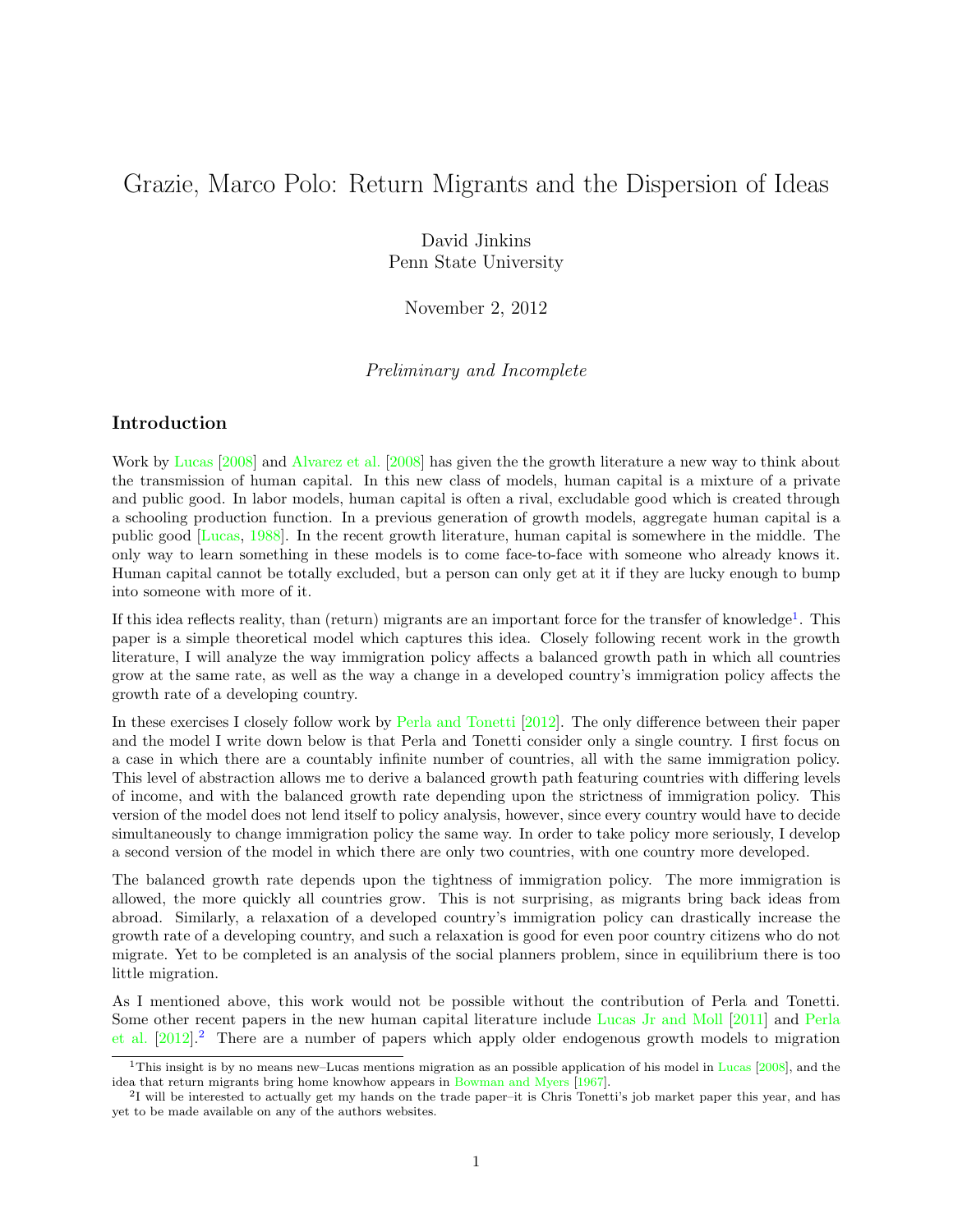# Grazie, Marco Polo: Return Migrants and the Dispersion of Ideas

David Jinkins
Penn State University

November 2, 2012

*Preliminary and Incomplete*

## Introduction

Work by Lucas [2008] and Alvarez et al. [2008] has given the the growth literature a new way to think about the transmission of human capital. In this new class of models, human capital is a mixture of a private and public good. In labor models, human capital is often a rival, excludable good which is created through a schooling production function. In a previous generation of growth models, aggregate human capital is a public good [Lucas, 1988]. In the recent growth literature, human capital is somewhere in the middle. The only way to learn something in these models is to come face-to-face with someone who already knows it. Human capital cannot be totally excluded, but a person can only get at it if they are lucky enough to bump into someone with more of it.

If this idea reflects reality, than (return) migrants are an important force for the transfer of knowledge[1]. This paper is a simple theoretical model which captures this idea. Closely following recent work in the growth literature, I will analyze the way immigration policy affects a balanced growth path in which all countries grow at the same rate, as well as the way a change in a developed country's immigration policy affects the growth rate of a developing country.

In these exercises I closely follow work by Perla and Tonetti [2012]. The only difference between their paper and the model I write down below is that Perla and Tonetti consider only a single country. I first focus on a case in which there are a countably infinite number of countries, all with the same immigration policy. This level of abstraction allows me to derive a balanced growth path featuring countries with differing levels of income, and with the balanced growth rate depending upon the strictness of immigration policy. This version of the model does not lend itself to policy analysis, however, since every country would have to decide simultaneously to change immigration policy the same way. In order to take policy more seriously, I develop a second version of the model in which there are only two countries, with one country more developed.

The balanced growth rate depends upon the tightness of immigration policy. The more immigration is allowed, the more quickly all countries grow. This is not surprising, as migrants bring back ideas from abroad. Similarly, a relaxation of a developed country's immigration policy can drastically increase the growth rate of a developing country, and such a relaxation is good for even poor country citizens who do not migrate. Yet to be completed is an analysis of the social planners problem, since in equilibrium there is too little migration.

As I mentioned above, this work would not be possible without the contribution of Perla and Tonetti. Some other recent papers in the new human capital literature include Lucas Jr and Moll [2011] and Perla et al. [2012].[2] There are a number of papers which apply older endogenous growth models to migration

---

[1] This insight is by no means new–Lucas mentions migration as an possible application of his model in Lucas [2008], and the idea that return migrants bring home knowhow appears in Bowman and Myers [1967].

[2] I will be interested to actually get my hands on the trade paper–it is Chris Tonetti's job market paper this year, and has yet to be made available on any of the authors websites.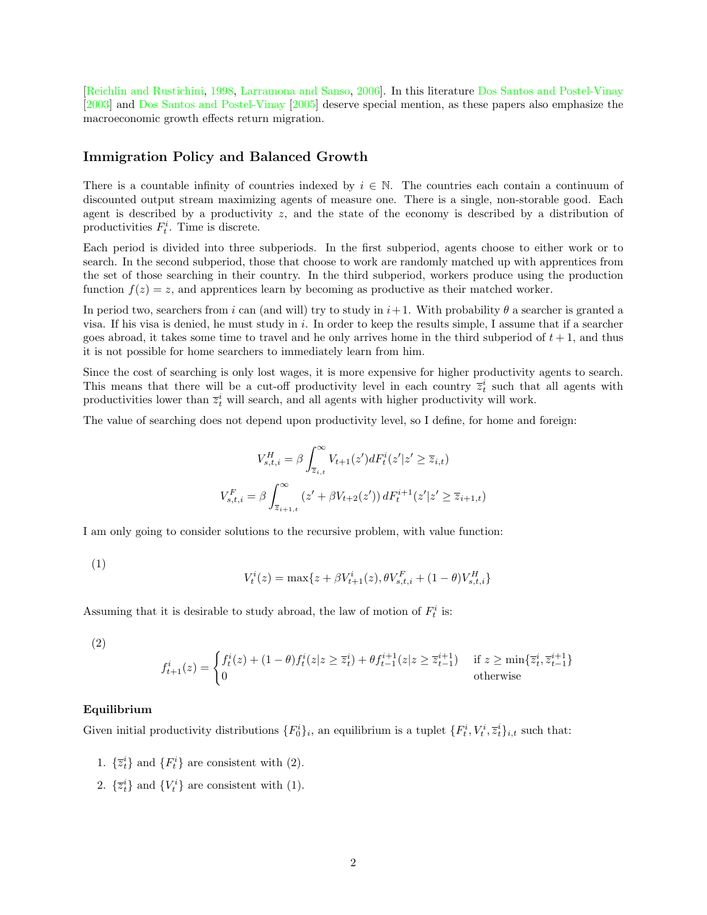[Reichlin and Rustichini, 1998, Larramona and Sanso, 2006]. In this literature Dos Santos and Postel-Vinay [2003] and Dos Santos and Postel-Vinay [2005] deserve special mention, as these papers also emphasize the macroeconomic growth effects return migration.

## Immigration Policy and Balanced Growth

There is a countable infinity of countries indexed by $i \in \mathbb{N}$. The countries each contain a continuum of discounted output stream maximizing agents of measure one. There is a single, non-storable good. Each agent is described by a productivity $z$, and the state of the economy is described by a distribution of productivities $F_t^i$. Time is discrete.

Each period is divided into three subperiods. In the first subperiod, agents choose to either work or to search. In the second subperiod, those that choose to work are randomly matched up with apprentices from the set of those searching in their country. In the third subperiod, workers produce using the production function $f(z) = z$, and apprentices learn by becoming as productive as their matched worker.

In period two, searchers from $i$ can (and will) try to study in $i+1$. With probability $\theta$ a searcher is granted a visa. If his visa is denied, he must study in $i$. In order to keep the results simple, I assume that if a searcher goes abroad, it takes some time to travel and he only arrives home in the third subperiod of $t+1$, and thus it is not possible for home searchers to immediately learn from him.

Since the cost of searching is only lost wages, it is more expensive for higher productivity agents to search. This means that there will be a cut-off productivity level in each country $\overline{z}_t^i$ such that all agents with productivities lower than $\overline{z}_t^i$ will search, and all agents with higher productivity will work.

The value of searching does not depend upon productivity level, so I define, for home and foreign:

$$V_{s,t,i}^H = \beta \int_{\overline{z}_{i,t}}^{\infty} V_{t+1}(z') dF_t^i(z' | z' \geq \overline{z}_{i,t})$$

$$V_{s,t,i}^F = \beta \int_{\overline{z}_{i+1,t}}^{\infty} \left(z' + \beta V_{t+2}(z')\right) dF_t^{i+1}(z' | z' \geq \overline{z}_{i+1,t})$$

I am only going to consider solutions to the recursive problem, with value function:

(1)
$$V_t^i(z) = \max\{z + \beta V_{t+1}^i(z), \theta V_{s,t,i}^F + (1-\theta) V_{s,t,i}^H\}$$

Assuming that it is desirable to study abroad, the law of motion of $F_t^i$ is:

(2)
$$f_{t+1}^i(z) = \begin{cases} f_t^i(z) + (1-\theta) f_t^i(z | z \geq \overline{z}_t^i) + \theta f_{t-1}^{i+1}(z | z \geq \overline{z}_{t-1}^{i+1}) & \text{if } z \geq \min\{\overline{z}_t^i, \overline{z}_{t-1}^{i+1}\} \\ 0 & \text{otherwise} \end{cases}$$

### Equilibrium

Given initial productivity distributions $\{F_0^i\}_i$, an equilibrium is a tuplet $\{F_t^i, V_t^i, \overline{z}_t^i\}_{i,t}$ such that:

1. $\{\overline{z}_t^i\}$ and $\{F_t^i\}$ are consistent with (2).
2. $\{\overline{z}_t^i\}$ and $\{V_t^i\}$ are consistent with (1).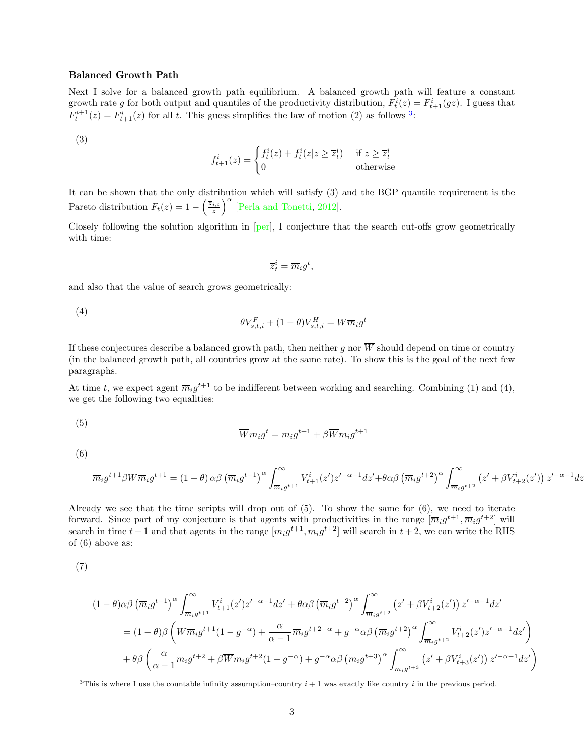**Balanced Growth Path**

Next I solve for a balanced growth path equilibrium. A balanced growth path will feature a constant growth rate $g$ for both output and quantiles of the productivity distribution, $F_t^i(z) = F_{t+1}^i(gz)$. I guess that $F_t^{i+1}(z) = F_{t+1}^i(z)$ for all $t$. This guess simplifies the law of motion (2) as follows [3]:

(3)

$$f_{t+1}^i(z) = \begin{cases} f_t^i(z) + f_t^i(z|z \geq \overline{z}_t^i) & \text{if } z \geq \overline{z}_t^i \\ 0 & \text{otherwise} \end{cases}$$

It can be shown that the only distribution which will satisfy (3) and the BGP quantile requirement is the Pareto distribution $F_t(z) = 1 - \left(\frac{\overline{z}_{i,t}}{z}\right)^\alpha$ [Perla and Tonetti, 2012].

Closely following the solution algorithm in [per], I conjecture that the search cut-offs grow geometrically with time:

$$\overline{z}_t^i = \overline{m}_i g^t,$$

and also that the value of search grows geometrically:

(4)

$$\theta V_{s,t,i}^F + (1-\theta) V_{s,t,i}^H = \overline{W}\overline{m}_i g^t$$

If these conjectures describe a balanced growth path, then neither $g$ nor $\overline{W}$ should depend on time or country (in the balanced growth path, all countries grow at the same rate). To show this is the goal of the next few paragraphs.

At time $t$, we expect agent $\overline{m}_i g^{t+1}$ to be indifferent between working and searching. Combining (1) and (4), we get the following two equalities:

(5)

$$\overline{W}\overline{m}_i g^t = \overline{m}_i g^{t+1} + \beta \overline{W}\overline{m}_i g^{t+1}$$

(6)

$$\overline{m}_i g^{t+1} \beta \overline{W}\overline{m}_i g^{t+1} = (1-\theta)\alpha\beta \left(\overline{m}_i g^{t+1}\right)^\alpha \int_{\overline{m}_i g^{t+1}}^\infty V_{t+1}^i(z') z'^{-\alpha-1} dz' + \theta\alpha\beta \left(\overline{m}_i g^{t+2}\right)^\alpha \int_{\overline{m}_i g^{t+2}}^\infty \left(z' + \beta V_{t+2}^i(z')\right) z'^{-\alpha-1} dz$$

Already we see that the time scripts will drop out of (5). To show the same for (6), we need to iterate forward. Since part of my conjecture is that agents with productivities in the range $[\overline{m}_i g^{t+1}, \overline{m}_i g^{t+2}]$ will search in time $t+1$ and that agents in the range $[\overline{m}_i g^{t+1}, \overline{m}_i g^{t+2}]$ will search in $t+2$, we can write the RHS of (6) above as:

(7)

$$\begin{aligned}
&(1-\theta)\alpha\beta \left(\overline{m}_i g^{t+1}\right)^\alpha \int_{\overline{m}_i g^{t+1}}^\infty V_{t+1}^i(z') z'^{-\alpha-1} dz' + \theta\alpha\beta \left(\overline{m}_i g^{t+2}\right)^\alpha \int_{\overline{m}_i g^{t+2}}^\infty \left(z' + \beta V_{t+2}^i(z')\right) z'^{-\alpha-1} dz' \\
&\quad = (1-\theta)\beta \left( \overline{W}\overline{m}_i g^{t+1}(1-g^{-\alpha}) + \frac{\alpha}{\alpha-1}\overline{m}_i g^{t+2-\alpha} + g^{-\alpha}\alpha\beta \left(\overline{m}_i g^{t+2}\right)^\alpha \int_{\overline{m}_i g^{t+2}}^\infty V_{t+2}^i(z') z'^{-\alpha-1} dz' \right) \\
&\quad + \theta\beta \left( \frac{\alpha}{\alpha-1}\overline{m}_i g^{t+2} + \beta\overline{W}\overline{m}_i g^{t+2}(1-g^{-\alpha}) + g^{-\alpha}\alpha\beta \left(\overline{m}_i g^{t+3}\right)^\alpha \int_{\overline{m}_i g^{t+3}}^\infty \left(z' + \beta V_{t+3}^i(z')\right) z'^{-\alpha-1} dz' \right)
\end{aligned}$$

[3] This is where I use the countable infinity assumption–country $i+1$ was exactly like country $i$ in the previous period.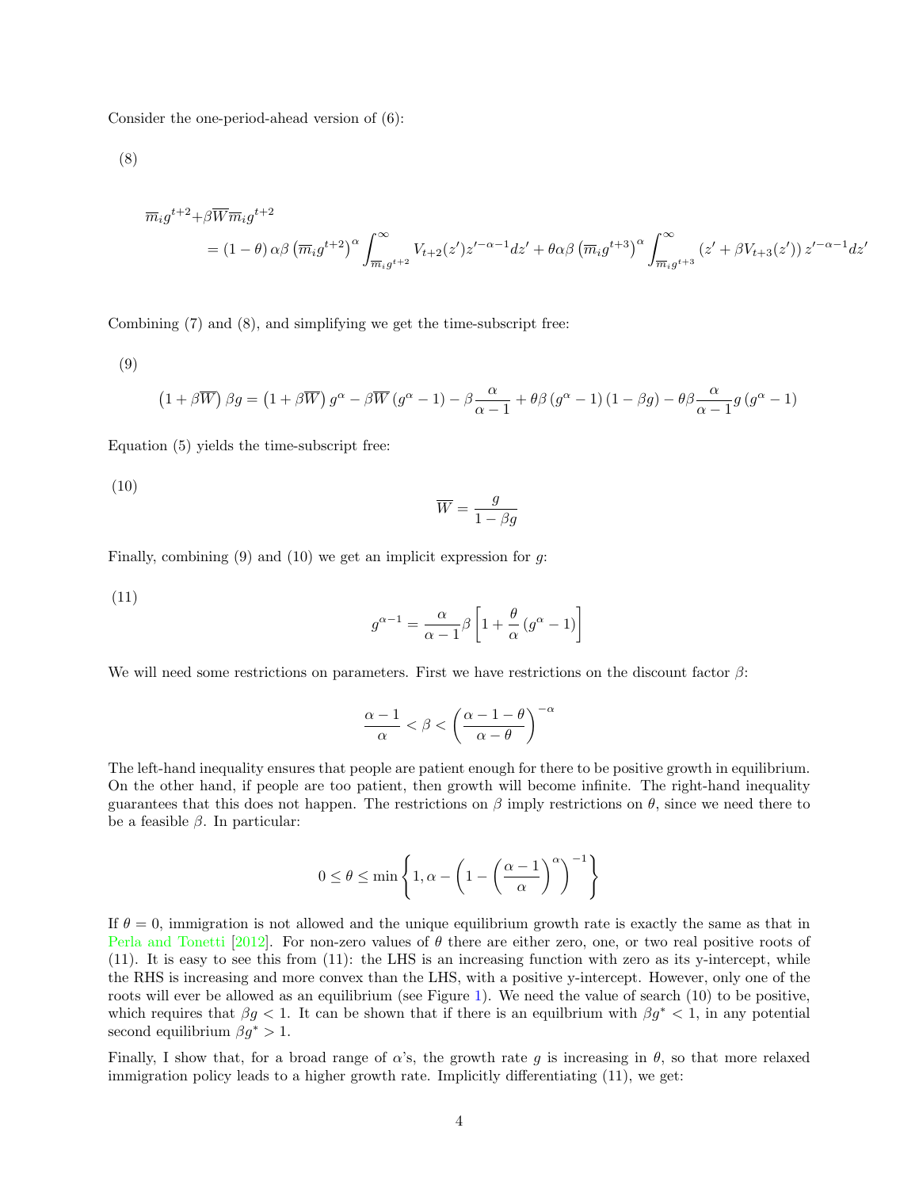Consider the one-period-ahead version of (6):

(8)

$$
\begin{aligned}
\overline{m}_i g^{t+2} + \beta \overline{W} \overline{m}_i g^{t+2} \\
= (1-\theta)\, \alpha \beta \left(\overline{m}_i g^{t+2}\right)^{\alpha} \int_{\overline{m}_i g^{t+2}}^{\infty} V_{t+2}(z') z'^{-\alpha-1} dz' + \theta \alpha \beta \left(\overline{m}_i g^{t+3}\right)^{\alpha} \int_{\overline{m}_i g^{t+3}}^{\infty} \left(z' + \beta V_{t+3}(z')\right) z'^{-\alpha-1} dz'
\end{aligned}
$$

Combining (7) and (8), and simplifying we get the time-subscript free:

(9)

$$
\left(1+\beta\overline{W}\right)\beta g = \left(1+\beta\overline{W}\right) g^{\alpha} - \beta\overline{W}\left(g^{\alpha}-1\right) - \beta\frac{\alpha}{\alpha-1} + \theta\beta\left(g^{\alpha}-1\right)\left(1-\beta g\right) - \theta\beta\frac{\alpha}{\alpha-1} g\left(g^{\alpha}-1\right)
$$

Equation (5) yields the time-subscript free:

(10)

$$
\overline{W} = \frac{g}{1-\beta g}
$$

Finally, combining (9) and (10) we get an implicit expression for $g$:

(11)

$$
g^{\alpha-1} = \frac{\alpha}{\alpha-1}\beta\left[1+\frac{\theta}{\alpha}\left(g^{\alpha}-1\right)\right]
$$

We will need some restrictions on parameters. First we have restrictions on the discount factor $\beta$:

$$
\frac{\alpha-1}{\alpha} < \beta < \left(\frac{\alpha-1-\theta}{\alpha-\theta}\right)^{-\alpha}
$$

The left-hand inequality ensures that people are patient enough for there to be positive growth in equilibrium. On the other hand, if people are too patient, then growth will become infinite. The right-hand inequality guarantees that this does not happen. The restrictions on $\beta$ imply restrictions on $\theta$, since we need there to be a feasible $\beta$. In particular:

$$
0 \leq \theta \leq \min\left\{1, \alpha - \left(1-\left(\frac{\alpha-1}{\alpha}\right)^{\alpha}\right)^{-1}\right\}
$$

If $\theta = 0$, immigration is not allowed and the unique equilibrium growth rate is exactly the same as that in Perla and Tonetti [2012]. For non-zero values of $\theta$ there are either zero, one, or two real positive roots of (11). It is easy to see this from (11): the LHS is an increasing function with zero as its y-intercept, while the RHS is increasing and more convex than the LHS, with a positive y-intercept. However, only one of the roots will ever be allowed as an equilibrium (see Figure 1). We need the value of search (10) to be positive, which requires that $\beta g < 1$. It can be shown that if there is an equlibrium with $\beta g^* < 1$, in any potential second equilibrium $\beta g^* > 1$.

Finally, I show that, for a broad range of $\alpha$'s, the growth rate $g$ is increasing in $\theta$, so that more relaxed immigration policy leads to a higher growth rate. Implicitly differentiating (11), we get: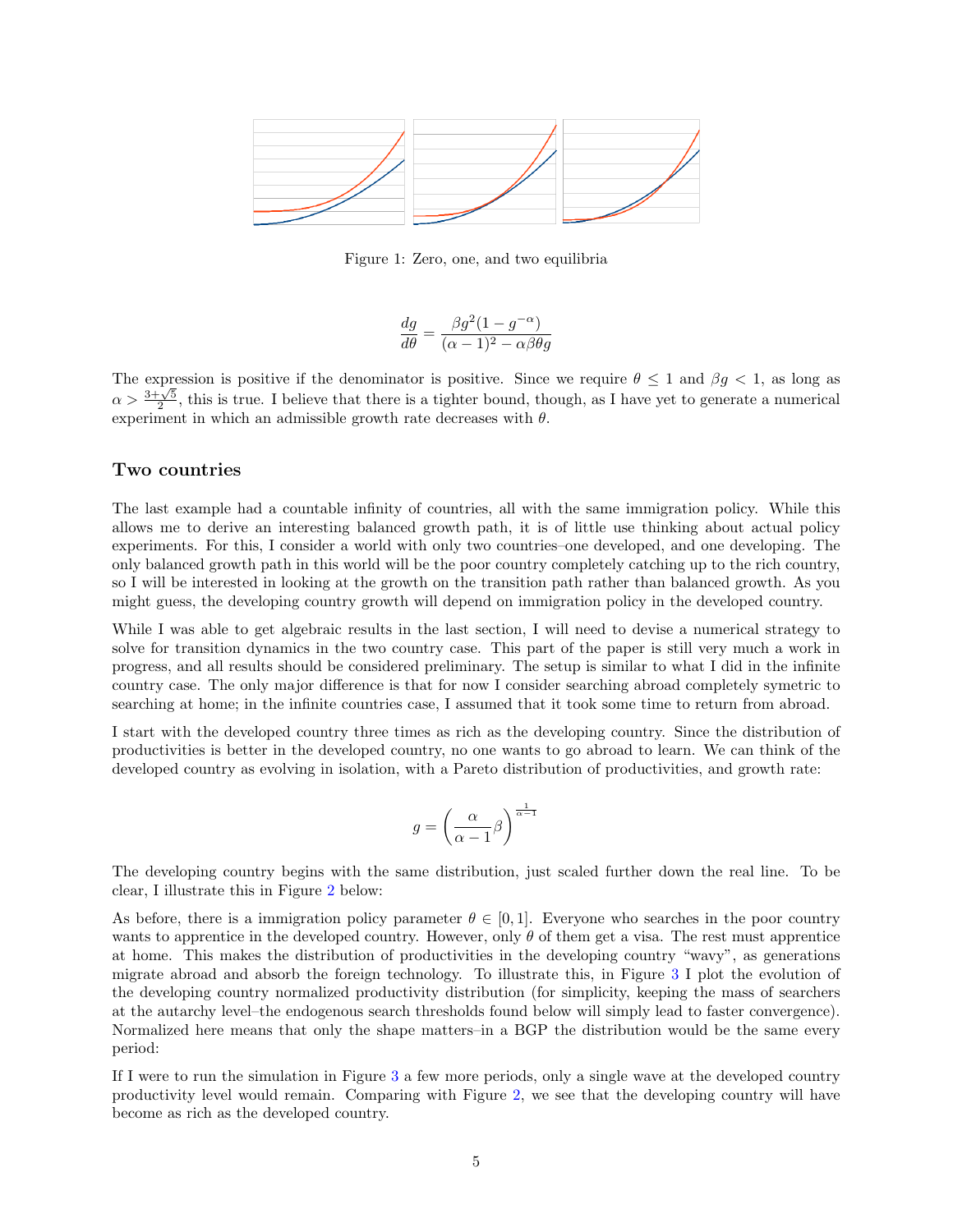Figure 1: Zero, one, and two equilibria

$$\frac{dg}{d\theta} = \frac{\beta g^2(1 - g^{-\alpha})}{(\alpha - 1)^2 - \alpha\beta\theta g}$$

The expression is positive if the denominator is positive. Since we require $\theta \leq 1$ and $\beta g < 1$, as long as $\alpha > \frac{3+\sqrt{5}}{2}$, this is true. I believe that there is a tighter bound, though, as I have yet to generate a numerical experiment in which an admissible growth rate decreases with $\theta$.

### Two countries

The last example had a countable infinity of countries, all with the same immigration policy. While this allows me to derive an interesting balanced growth path, it is of little use thinking about actual policy experiments. For this, I consider a world with only two countries–one developed, and one developing. The only balanced growth path in this world will be the poor country completely catching up to the rich country, so I will be interested in looking at the growth on the transition path rather than balanced growth. As you might guess, the developing country growth will depend on immigration policy in the developed country.

While I was able to get algebraic results in the last section, I will need to devise a numerical strategy to solve for transition dynamics in the two country case. This part of the paper is still very much a work in progress, and all results should be considered preliminary. The setup is similar to what I did in the infinite country case. The only major difference is that for now I consider searching abroad completely symetric to searching at home; in the infinite countries case, I assumed that it took some time to return from abroad.

I start with the developed country three times as rich as the developing country. Since the distribution of productivities is better in the developed country, no one wants to go abroad to learn. We can think of the developed country as evolving in isolation, with a Pareto distribution of productivities, and growth rate:

$$g = \left(\frac{\alpha}{\alpha - 1}\beta\right)^{\frac{1}{\alpha-1}}$$

The developing country begins with the same distribution, just scaled further down the real line. To be clear, I illustrate this in Figure 2 below:

As before, there is a immigration policy parameter $\theta \in [0, 1]$. Everyone who searches in the poor country wants to apprentice in the developed country. However, only $\theta$ of them get a visa. The rest must apprentice at home. This makes the distribution of productivities in the developing country "wavy", as generations migrate abroad and absorb the foreign technology. To illustrate this, in Figure 3 I plot the evolution of the developing country normalized productivity distribution (for simplicity, keeping the mass of searchers at the autarchy level–the endogenous search thresholds found below will simply lead to faster convergence). Normalized here means that only the shape matters–in a BGP the distribution would be the same every period:

If I were to run the simulation in Figure 3 a few more periods, only a single wave at the developed country productivity level would remain. Comparing with Figure 2, we see that the developing country will have become as rich as the developed country.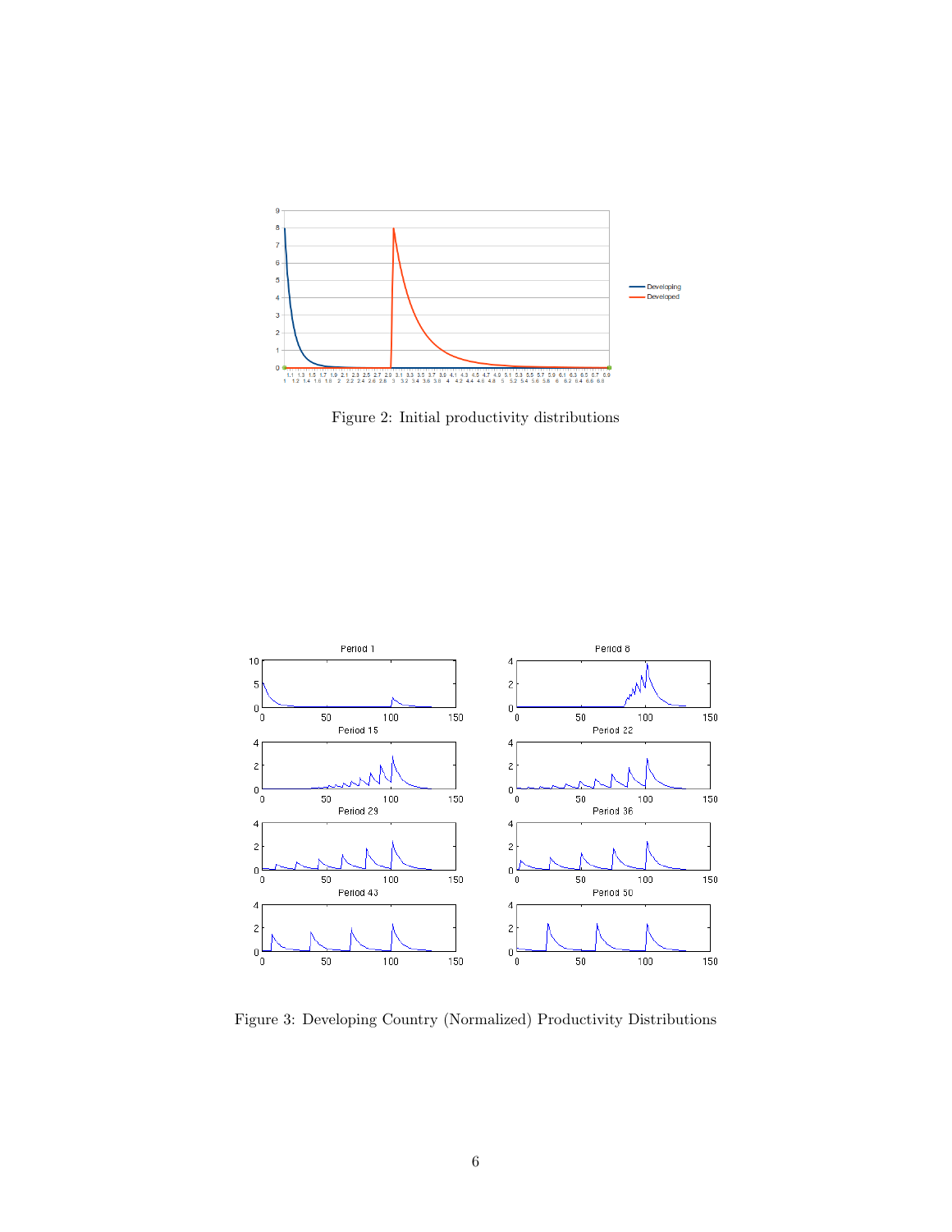Figure 2: Initial productivity distributions

Figure 3: Developing Country (Normalized) Productivity Distributions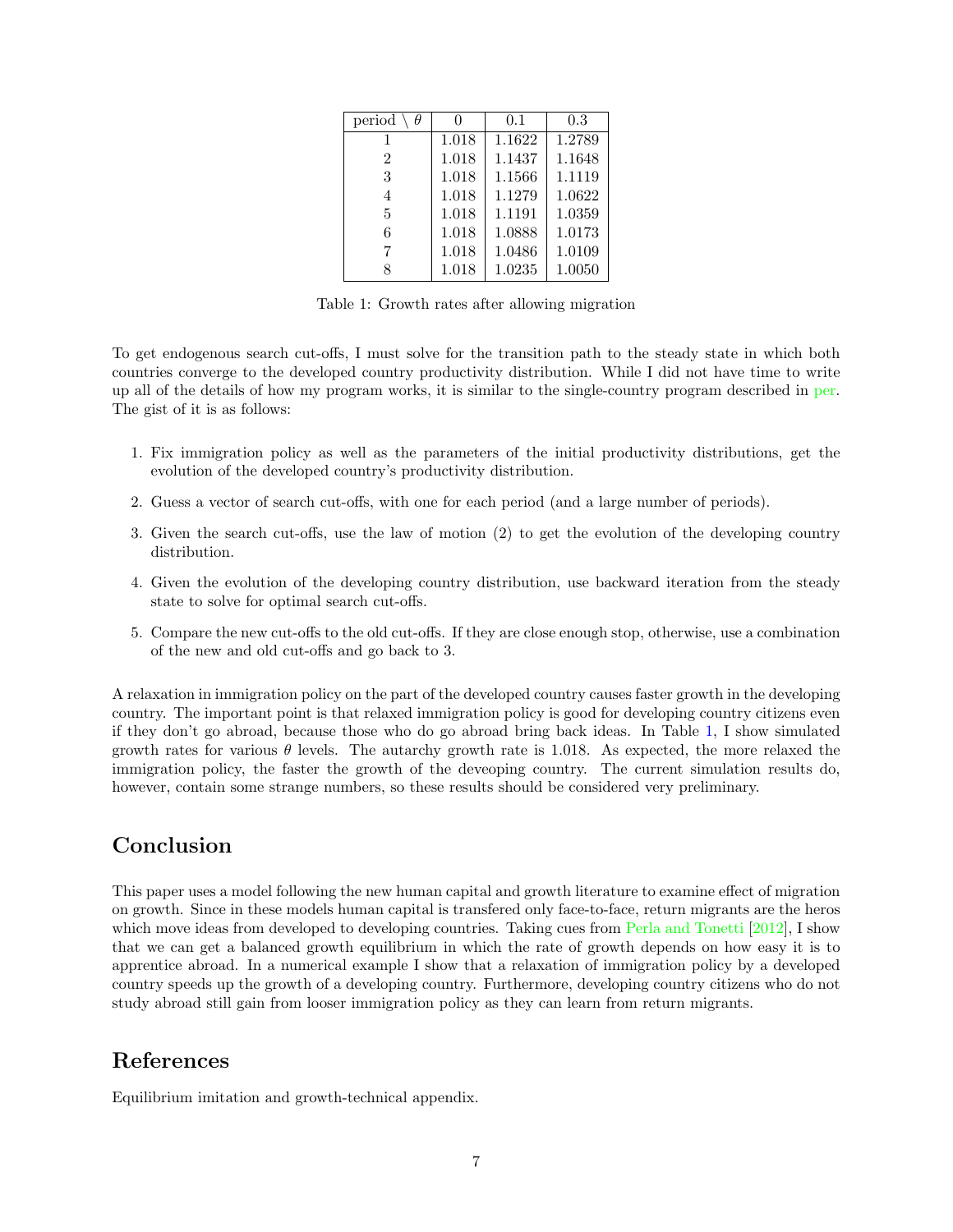| period \ $\theta$ | 0 | 0.1 | 0.3 |
|---|---|---|---|
| 1 | 1.018 | 1.1622 | 1.2789 |
| 2 | 1.018 | 1.1437 | 1.1648 |
| 3 | 1.018 | 1.1566 | 1.1119 |
| 4 | 1.018 | 1.1279 | 1.0622 |
| 5 | 1.018 | 1.1191 | 1.0359 |
| 6 | 1.018 | 1.0888 | 1.0173 |
| 7 | 1.018 | 1.0486 | 1.0109 |
| 8 | 1.018 | 1.0235 | 1.0050 |

Table 1: Growth rates after allowing migration

To get endogenous search cut-offs, I must solve for the transition path to the steady state in which both countries converge to the developed country productivity distribution. While I did not have time to write up all of the details of how my program works, it is similar to the single-country program described in per. The gist of it is as follows:

1. Fix immigration policy as well as the parameters of the initial productivity distributions, get the evolution of the developed country's productivity distribution.
2. Guess a vector of search cut-offs, with one for each period (and a large number of periods).
3. Given the search cut-offs, use the law of motion (2) to get the evolution of the developing country distribution.
4. Given the evolution of the developing country distribution, use backward iteration from the steady state to solve for optimal search cut-offs.
5. Compare the new cut-offs to the old cut-offs. If they are close enough stop, otherwise, use a combination of the new and old cut-offs and go back to 3.

A relaxation in immigration policy on the part of the developed country causes faster growth in the developing country. The important point is that relaxed immigration policy is good for developing country citizens even if they don't go abroad, because those who do go abroad bring back ideas. In Table 1, I show simulated growth rates for various $\theta$ levels. The autarchy growth rate is 1.018. As expected, the more relaxed the immigration policy, the faster the growth of the deveoping country. The current simulation results do, however, contain some strange numbers, so these results should be considered very preliminary.

## Conclusion

This paper uses a model following the new human capital and growth literature to examine effect of migration on growth. Since in these models human capital is transfered only face-to-face, return migrants are the heros which move ideas from developed to developing countries. Taking cues from Perla and Tonetti [2012], I show that we can get a balanced growth equilibrium in which the rate of growth depends on how easy it is to apprentice abroad. In a numerical example I show that a relaxation of immigration policy by a developed country speeds up the growth of a developing country. Furthermore, developing country citizens who do not study abroad still gain from looser immigration policy as they can learn from return migrants.

## References

Equilibrium imitation and growth-technical appendix.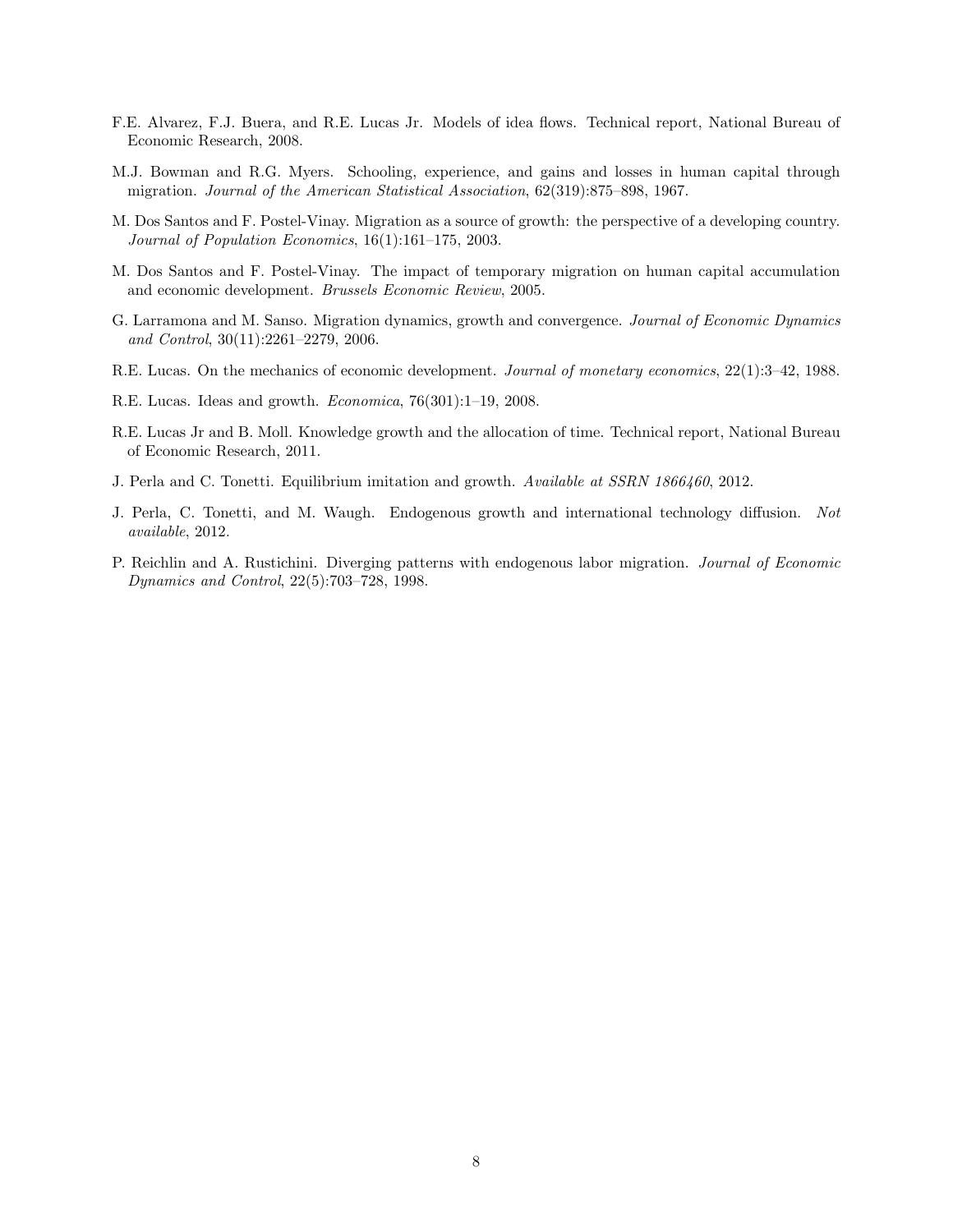F.E. Alvarez, F.J. Buera, and R.E. Lucas Jr. Models of idea flows. Technical report, National Bureau of Economic Research, 2008.

M.J. Bowman and R.G. Myers. Schooling, experience, and gains and losses in human capital through migration. *Journal of the American Statistical Association*, 62(319):875–898, 1967.

M. Dos Santos and F. Postel-Vinay. Migration as a source of growth: the perspective of a developing country. *Journal of Population Economics*, 16(1):161–175, 2003.

M. Dos Santos and F. Postel-Vinay. The impact of temporary migration on human capital accumulation and economic development. *Brussels Economic Review*, 2005.

G. Larramona and M. Sanso. Migration dynamics, growth and convergence. *Journal of Economic Dynamics and Control*, 30(11):2261–2279, 2006.

R.E. Lucas. On the mechanics of economic development. *Journal of monetary economics*, 22(1):3–42, 1988.

R.E. Lucas. Ideas and growth. *Economica*, 76(301):1–19, 2008.

R.E. Lucas Jr and B. Moll. Knowledge growth and the allocation of time. Technical report, National Bureau of Economic Research, 2011.

J. Perla and C. Tonetti. Equilibrium imitation and growth. *Available at SSRN 1866460*, 2012.

J. Perla, C. Tonetti, and M. Waugh. Endogenous growth and international technology diffusion. *Not available*, 2012.

P. Reichlin and A. Rustichini. Diverging patterns with endogenous labor migration. *Journal of Economic Dynamics and Control*, 22(5):703–728, 1998.